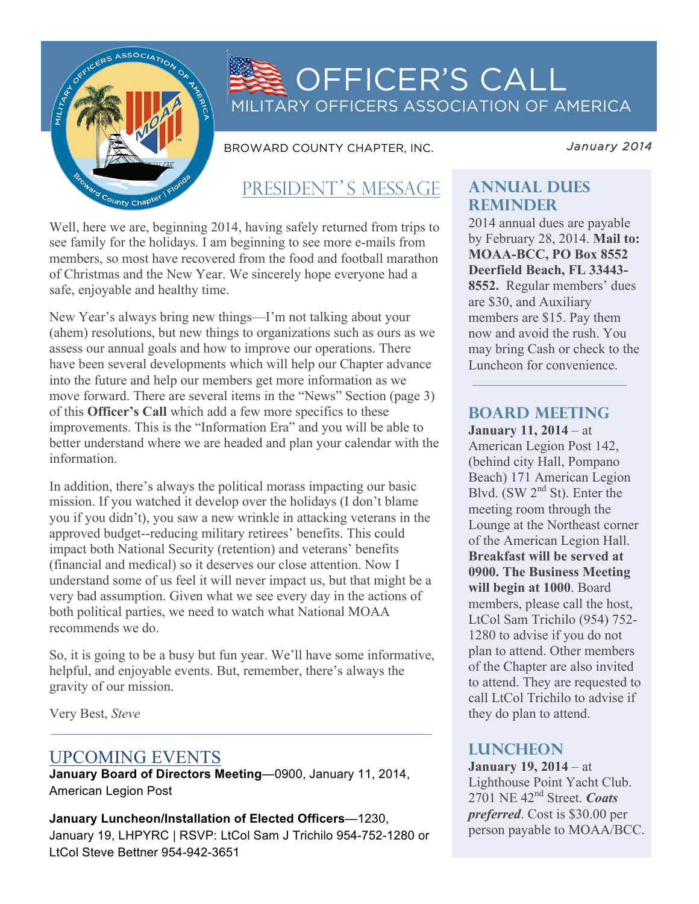// Officer's Call
## MILITARY OFFICERS ASSOCIATION OF AMERICA

BROWARD COUNTY CHAPTER, INC.

*January 2014*

## PRESIDENT'S MESSAGE

Well, here we are, beginning 2014, having safely returned from trips to see family for the holidays. I am beginning to see more e-mails from members, so most have recovered from the food and football marathon of Christmas and the New Year. We sincerely hope everyone had a safe, enjoyable and healthy time.

New Year's always bring new things—I'm not talking about your (ahem) resolutions, but new things to organizations such as ours as we assess our annual goals and how to improve our operations. There have been several developments which will help our Chapter advance into the future and help our members get more information as we move forward. There are several items in the "News" Section (page 3) of this **Officer's Call** which add a few more specifics to these improvements. This is the "Information Era" and you will be able to better understand where we are headed and plan your calendar with the information.

In addition, there's always the political morass impacting our basic mission. If you watched it develop over the holidays (I don't blame you if you didn't), you saw a new wrinkle in attacking veterans in the approved budget--reducing military retirees' benefits. This could impact both National Security (retention) and veterans' benefits (financial and medical) so it deserves our close attention. Now I understand some of us feel it will never impact us, but that might be a very bad assumption. Given what we see every day in the actions of both political parties, we need to watch what National MOAA recommends we do.

So, it is going to be a busy but fun year. We'll have some informative, helpful, and enjoyable events. But, remember, there's always the gravity of our mission.

Very Best, *Steve*

## UPCOMING EVENTS

**January Board of Directors Meeting**—0900, January 11, 2014, American Legion Post

**January Luncheon/Installation of Elected Officers**—1230, January 19, LHPYRC | RSVP: LtCol Sam J Trichilo 954-752-1280 or LtCol Steve Bettner 954-942-3651

## ANNUAL DUES REMINDER

2014 annual dues are payable by February 28, 2014. **Mail to: MOAA-BCC, PO Box 8552 Deerfield Beach, FL 33443-8552.** Regular members' dues are $30, and Auxiliary members are $15. Pay them now and avoid the rush. You may bring Cash or check to the Luncheon for convenience.

## BOARD MEETING

**January 11, 2014** – at American Legion Post 142, (behind city Hall, Pompano Beach) 171 American Legion Blvd. (SW 2nd St). Enter the meeting room through the Lounge at the Northeast corner of the American Legion Hall. **Breakfast will be served at 0900. The Business Meeting will begin at 1000**. Board members, please call the host, LtCol Sam Trichilo (954) 752-1280 to advise if you do not plan to attend. Other members of the Chapter are also invited to attend. They are requested to call LtCol Trichilo to advise if they do plan to attend.

## LUNCHEON

**January 19, 2014** – at Lighthouse Point Yacht Club. 2701 NE 42nd Street. ***Coats preferred***. Cost is $30.00 per person payable to MOAA/BCC.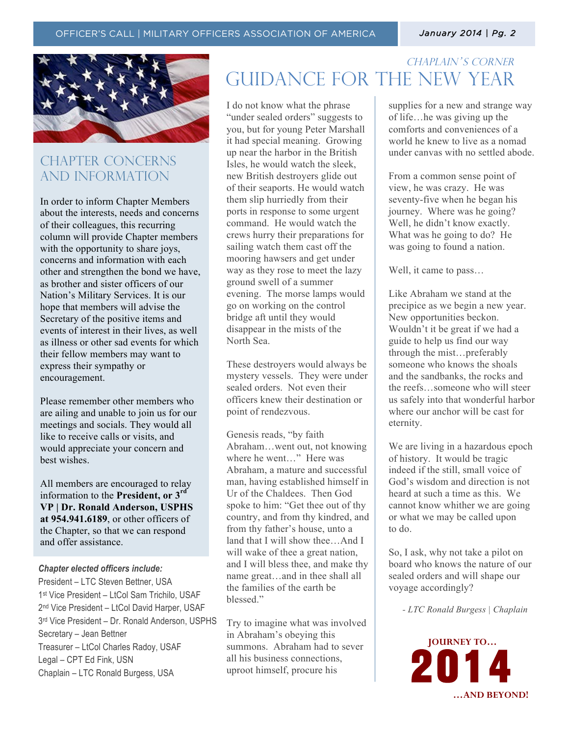## CHAPTER CONCERNS AND INFORMATION

In order to inform Chapter Members about the interests, needs and concerns of their colleagues, this recurring column will provide Chapter members with the opportunity to share joys, concerns and information with each other and strengthen the bond we have, as brother and sister officers of our Nation's Military Services. It is our hope that members will advise the Secretary of the positive items and events of interest in their lives, as well as illness or other sad events for which their fellow members may want to express their sympathy or encouragement.

Please remember other members who are ailing and unable to join us for our meetings and socials. They would all like to receive calls or visits, and would appreciate your concern and best wishes.

All members are encouraged to relay information to the **President, or 3rd VP | Dr. Ronald Anderson, USPHS at 954.941.6189**, or other officers of the Chapter, so that we can respond and offer assistance.

***Chapter elected officers include:***

President – LTC Steven Bettner, USA
1st Vice President – LtCol Sam Trichilo, USAF
2nd Vice President – LtCol David Harper, USAF
3rd Vice President – Dr. Ronald Anderson, USPHS
Secretary – Jean Bettner
Treasurer – LtCol Charles Radoy, USAF
Legal – CPT Ed Fink, USN
Chaplain – LTC Ronald Burgess, USA

*CHAPLAIN'S CORNER*

# GUIDANCE FOR THE NEW YEAR

I do not know what the phrase "under sealed orders" suggests to you, but for young Peter Marshall it had special meaning. Growing up near the harbor in the British Isles, he would watch the sleek, new British destroyers glide out of their seaports. He would watch them slip hurriedly from their ports in response to some urgent command. He would watch the crews hurry their preparations for sailing watch them cast off the mooring hawsers and get under way as they rose to meet the lazy ground swell of a summer evening. The morse lamps would go on working on the control bridge aft until they would disappear in the mists of the North Sea.

These destroyers would always be mystery vessels. They were under sealed orders. Not even their officers knew their destination or point of rendezvous.

Genesis reads, "by faith Abraham…went out, not knowing where he went…" Here was Abraham, a mature and successful man, having established himself in Ur of the Chaldees. Then God spoke to him: "Get thee out of thy country, and from thy kindred, and from thy father's house, unto a land that I will show thee…And I will wake of thee a great nation, and I will bless thee, and make thy name great…and in thee shall all the families of the earth be blessed."

Try to imagine what was involved in Abraham's obeying this summons. Abraham had to sever all his business connections, uproot himself, procure his supplies for a new and strange way of life…he was giving up the comforts and conveniences of a world he knew to live as a nomad under canvas with no settled abode.

From a common sense point of view, he was crazy. He was seventy-five when he began his journey. Where was he going? Well, he didn't know exactly. What was he going to do? He was going to found a nation.

Well, it came to pass…

Like Abraham we stand at the precipice as we begin a new year. New opportunities beckon. Wouldn't it be great if we had a guide to help us find our way through the mist…preferably someone who knows the shoals and the sandbanks, the rocks and the reefs…someone who will steer us safely into that wonderful harbor where our anchor will be cast for eternity.

We are living in a hazardous epoch of history. It would be tragic indeed if the still, small voice of God's wisdom and direction is not heard at such a time as this. We cannot know whither we are going or what we may be called upon to do.

So, I ask, why not take a pilot on board who knows the nature of our sealed orders and will shape our voyage accordingly?

*- LTC Ronald Burgess | Chaplain*

**JOURNEY TO…**
**2014**
**…AND BEYOND!**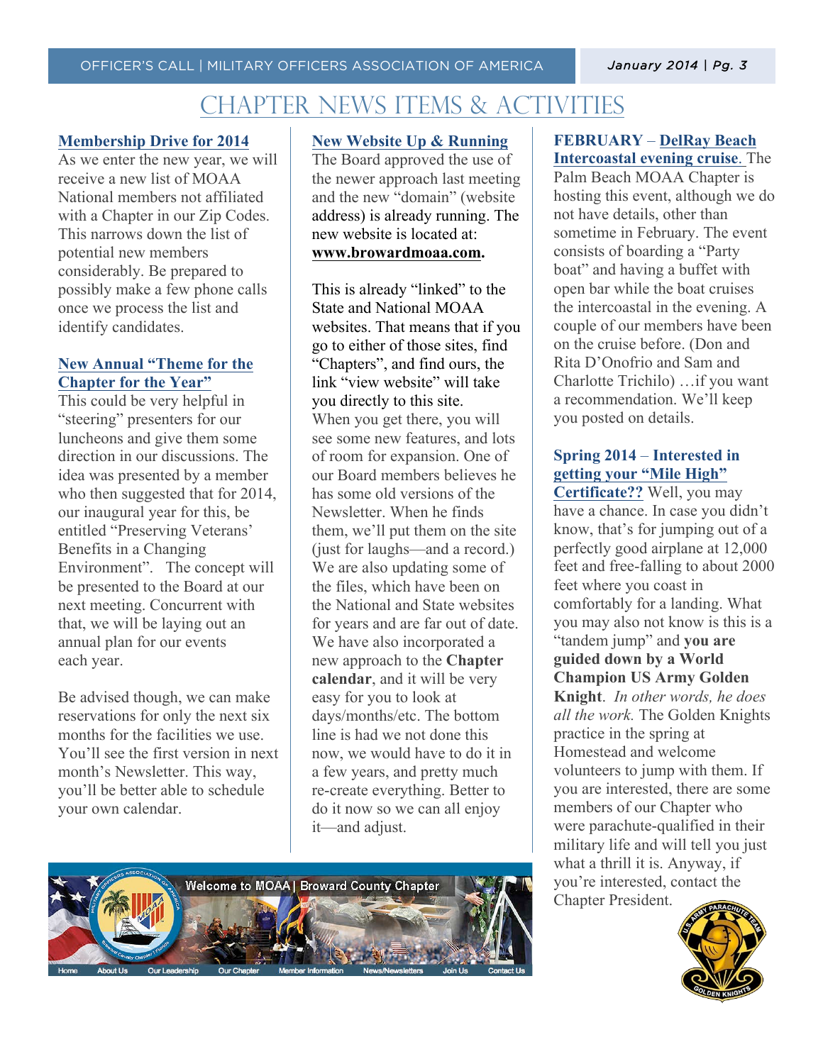# CHAPTER NEWS ITEMS & ACTIVITIES

**Membership Drive for 2014**

As we enter the new year, we will receive a new list of MOAA National members not affiliated with a Chapter in our Zip Codes. This narrows down the list of potential new members considerably. Be prepared to possibly make a few phone calls once we process the list and identify candidates.

**New Annual "Theme for the Chapter for the Year"**

This could be very helpful in "steering" presenters for our luncheons and give them some direction in our discussions. The idea was presented by a member who then suggested that for 2014, our inaugural year for this, be entitled "Preserving Veterans' Benefits in a Changing Environment". The concept will be presented to the Board at our next meeting. Concurrent with that, we will be laying out an annual plan for our events each year.

Be advised though, we can make reservations for only the next six months for the facilities we use. You'll see the first version in next month's Newsletter. This way, you'll be better able to schedule your own calendar.

**New Website Up & Running**

The Board approved the use of the newer approach last meeting and the new "domain" (website address) is already running. The new website is located at: **www.browardmoaa.com.**

This is already "linked" to the State and National MOAA websites. That means that if you go to either of those sites, find "Chapters", and find ours, the link "view website" will take you directly to this site. When you get there, you will see some new features, and lots of room for expansion. One of our Board members believes he has some old versions of the Newsletter. When he finds them, we'll put them on the site (just for laughs—and a record.) We are also updating some of the files, which have been on the National and State websites for years and are far out of date. We have also incorporated a new approach to the **Chapter calendar**, and it will be very easy for you to look at days/months/etc. The bottom line is had we not done this now, we would have to do it in a few years, and pretty much re-create everything. Better to do it now so we can all enjoy it—and adjust.

**FEBRUARY – DelRay Beach Intercoastal evening cruise.** The Palm Beach MOAA Chapter is hosting this event, although we do not have details, other than sometime in February. The event consists of boarding a "Party boat" and having a buffet with open bar while the boat cruises the intercoastal in the evening. A couple of our members have been on the cruise before. (Don and Rita D'Onofrio and Sam and Charlotte Trichilo) …if you want a recommendation. We'll keep you posted on details.

**Spring 2014 – Interested in getting your "Mile High" Certificate??** Well, you may have a chance. In case you didn't know, that's for jumping out of a perfectly good airplane at 12,000 feet and free-falling to about 2000 feet where you coast in comfortably for a landing. What you may also not know is this is a "tandem jump" and **you are guided down by a World Champion US Army Golden Knight**. *In other words, he does all the work.* The Golden Knights practice in the spring at Homestead and welcome volunteers to jump with them. If you are interested, there are some members of our Chapter who were parachute-qualified in their military life and will tell you just what a thrill it is. Anyway, if you're interested, contact the Chapter President.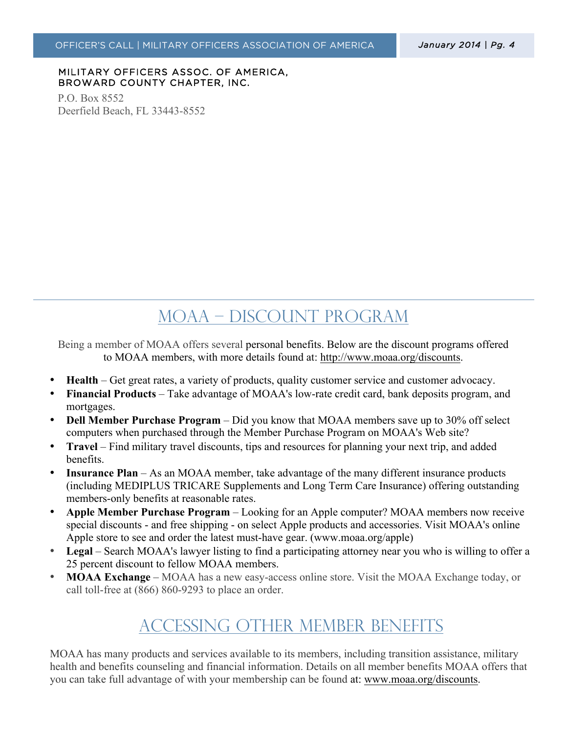MILITARY OFFICERS ASSOC. OF AMERICA,
BROWARD COUNTY CHAPTER, INC.

P.O. Box 8552
Deerfield Beach, FL 33443-8552

## MOAA – DISCOUNT PROGRAM

Being a member of MOAA offers several personal benefits. Below are the discount programs offered to MOAA members, with more details found at: http://www.moaa.org/discounts.

- **Health** – Get great rates, a variety of products, quality customer service and customer advocacy.
- **Financial Products** – Take advantage of MOAA's low-rate credit card, bank deposits program, and mortgages.
- **Dell Member Purchase Program** – Did you know that MOAA members save up to 30% off select computers when purchased through the Member Purchase Program on MOAA's Web site?
- **Travel** – Find military travel discounts, tips and resources for planning your next trip, and added benefits.
- **Insurance Plan** – As an MOAA member, take advantage of the many different insurance products (including MEDIPLUS TRICARE Supplements and Long Term Care Insurance) offering outstanding members-only benefits at reasonable rates.
- **Apple Member Purchase Program** – Looking for an Apple computer? MOAA members now receive special discounts - and free shipping - on select Apple products and accessories. Visit MOAA's online Apple store to see and order the latest must-have gear. (www.moaa.org/apple)
- **Legal** – Search MOAA's lawyer listing to find a participating attorney near you who is willing to offer a 25 percent discount to fellow MOAA members.
- **MOAA Exchange** – MOAA has a new easy-access online store. Visit the MOAA Exchange today, or call toll-free at (866) 860-9293 to place an order.

## ACCESSING OTHER MEMBER BENEFITS

MOAA has many products and services available to its members, including transition assistance, military health and benefits counseling and financial information. Details on all member benefits MOAA offers that you can take full advantage of with your membership can be found at: www.moaa.org/discounts.